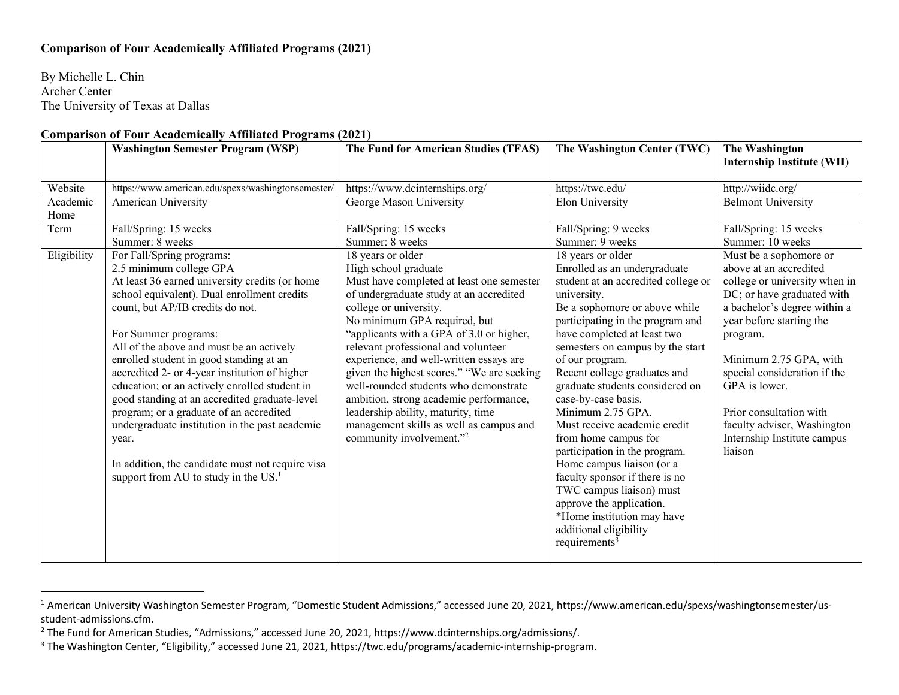**Comparison of Four Academically Affiliated Programs (2021)**

By Michelle L. Chin
Archer Center
The University of Texas at Dallas

**Comparison of Four Academically Affiliated Programs (2021)**

| | **Washington Semester Program (WSP)** | **The Fund for American Studies (TFAS)** | **The Washington Center (TWC)** | **The Washington Internship Institute (WII)** |
|---|---|---|---|---|
| Website | https://www.american.edu/spexs/washingtonsemester/ | https://www.dcinternships.org/ | https://twc.edu/ | http://wiidc.org/ |
| Academic Home | American University | George Mason University | Elon University | Belmont University |
| Term | Fall/Spring: 15 weeks<br>Summer: 8 weeks | Fall/Spring: 15 weeks<br>Summer: 8 weeks | Fall/Spring: 9 weeks<br>Summer: 9 weeks | Fall/Spring: 15 weeks<br>Summer: 10 weeks |
| Eligibility | For Fall/Spring programs:<br>2.5 minimum college GPA<br>At least 36 earned university credits (or home school equivalent). Dual enrollment credits count, but AP/IB credits do not.<br><br>For Summer programs:<br>All of the above and must be an actively enrolled student in good standing at an accredited 2- or 4-year institution of higher education; or an actively enrolled student in good standing at an accredited graduate-level program; or a graduate of an accredited undergraduate institution in the past academic year.<br><br>In addition, the candidate must not require visa support from AU to study in the US.[1] | 18 years or older<br>High school graduate<br>Must have completed at least one semester of undergraduate study at an accredited college or university.<br>No minimum GPA required, but "applicants with a GPA of 3.0 or higher, relevant professional and volunteer experience, and well-written essays are given the highest scores." "We are seeking well-rounded students who demonstrate ambition, strong academic performance, leadership ability, maturity, time management skills as well as campus and community involvement."[2] | 18 years or older<br>Enrolled as an undergraduate student at an accredited college or university.<br>Be a sophomore or above while participating in the program and have completed at least two semesters on campus by the start of our program.<br>Recent college graduates and graduate students considered on case-by-case basis.<br>Minimum 2.75 GPA.<br>Must receive academic credit from home campus for participation in the program.<br>Home campus liaison (or a faculty sponsor if there is no TWC campus liaison) must approve the application.<br>*Home institution may have additional eligibility requirements[3] | Must be a sophomore or above at an accredited college or university when in DC; or have graduated with a bachelor's degree within a year before starting the program.<br><br>Minimum 2.75 GPA, with special consideration if the GPA is lower.<br><br>Prior consultation with faculty adviser, Washington Internship Institute campus liaison |

[1] American University Washington Semester Program, "Domestic Student Admissions," accessed June 20, 2021, https://www.american.edu/spexs/washingtonsemester/us-student-admissions.cfm.

[2] The Fund for American Studies, "Admissions," accessed June 20, 2021, https://www.dcinternships.org/admissions/.

[3] The Washington Center, "Eligibility," accessed June 21, 2021, https://twc.edu/programs/academic-internship-program.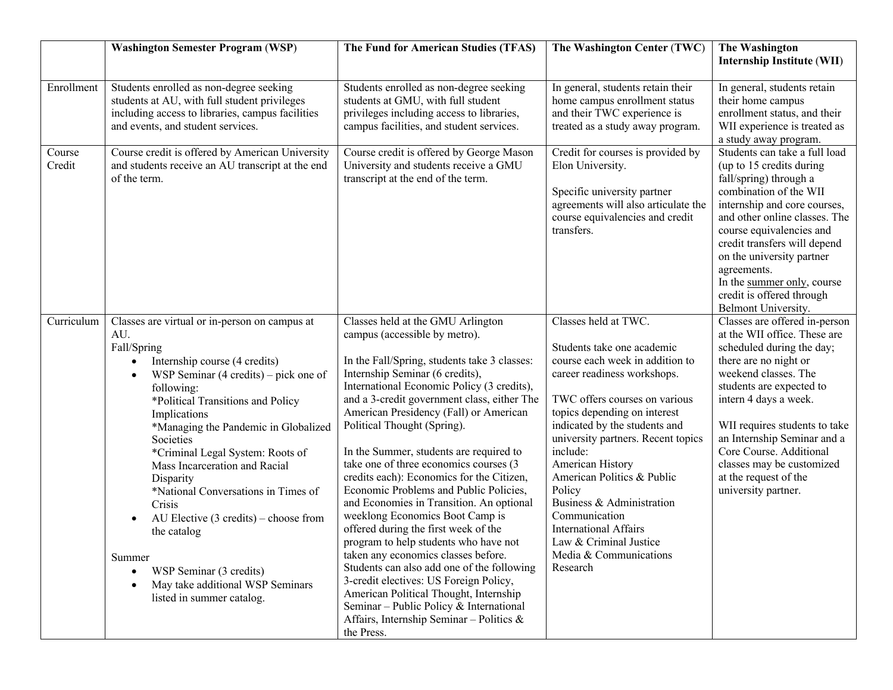| | Washington Semester Program (WSP) | The Fund for American Studies (TFAS) | The Washington Center (TWC) | The Washington Internship Institute (WII) |
|---|---|---|---|---|
| Enrollment | Students enrolled as non-degree seeking students at AU, with full student privileges including access to libraries, campus facilities and events, and student services. | Students enrolled as non-degree seeking students at GMU, with full student privileges including access to libraries, campus facilities, and student services. | In general, students retain their home campus enrollment status and their TWC experience is treated as a study away program. | In general, students retain their home campus enrollment status, and their WII experience is treated as a study away program. |
| Course Credit | Course credit is offered by American University and students receive an AU transcript at the end of the term. | Course credit is offered by George Mason University and students receive a GMU transcript at the end of the term. | Credit for courses is provided by Elon University.<br><br>Specific university partner agreements will also articulate the course equivalencies and credit transfers. | Students can take a full load (up to 15 credits during fall/spring) through a combination of the WII internship and core courses, and other online classes. The course equivalencies and credit transfers will depend on the university partner agreements.<br>In the <u>summer only</u>, course credit is offered through Belmont University. |
| Curriculum | Classes are virtual or in-person on campus at AU.<br>Fall/Spring<br>• Internship course (4 credits)<br>• WSP Seminar (4 credits) – pick one of following:<br>*Political Transitions and Policy Implications<br>*Managing the Pandemic in Globalized Societies<br>*Criminal Legal System: Roots of Mass Incarceration and Racial Disparity<br>*National Conversations in Times of Crisis<br>• AU Elective (3 credits) – choose from the catalog<br><br>Summer<br>• WSP Seminar (3 credits)<br>• May take additional WSP Seminars listed in summer catalog. | Classes held at the GMU Arlington campus (accessible by metro).<br><br>In the Fall/Spring, students take 3 classes: Internship Seminar (6 credits), International Economic Policy (3 credits), and a 3-credit government class, either The American Presidency (Fall) or American Political Thought (Spring).<br><br>In the Summer, students are required to take one of three economics courses (3 credits each): Economics for the Citizen, Economic Problems and Public Policies, and Economies in Transition. An optional weeklong Economics Boot Camp is offered during the first week of the program to help students who have not taken any economics classes before. Students can also add one of the following 3-credit electives: US Foreign Policy, American Political Thought, Internship Seminar – Public Policy & International Affairs, Internship Seminar – Politics & the Press. | Classes held at TWC.<br><br>Students take one academic course each week in addition to career readiness workshops.<br><br>TWC offers courses on various topics depending on interest indicated by the students and university partners. Recent topics include:<br>American History<br>American Politics & Public Policy<br>Business & Administration<br>Communication<br>International Affairs<br>Law & Criminal Justice<br>Media & Communications<br>Research | Classes are offered in-person at the WII office. These are scheduled during the day; there are no night or weekend classes. The students are expected to intern 4 days a week.<br><br>WII requires students to take an Internship Seminar and a Core Course. Additional classes may be customized at the request of the university partner. |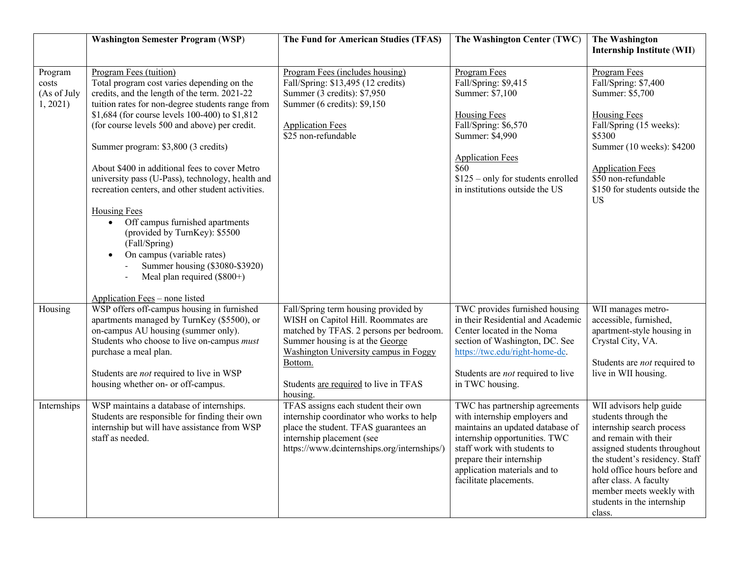| | **Washington Semester Program (WSP)** | **The Fund for American Studies (TFAS)** | **The Washington Center (TWC)** | **The Washington Internship Institute (WII)** |
|---|---|---|---|---|
| Program costs (As of July 1, 2021) | Program Fees (tuition)<br>Total program cost varies depending on the credits, and the length of the term. 2021-22 tuition rates for non-degree students range from $1,684 (for course levels 100-400) to $1,812 (for course levels 500 and above) per credit.<br><br>Summer program: $3,800 (3 credits)<br><br>About $400 in additional fees to cover Metro university pass (U-Pass), technology, health and recreation centers, and other student activities.<br><br>Housing Fees<br>• Off campus furnished apartments (provided by TurnKey): $5500 (Fall/Spring)<br>• On campus (variable rates)<br>  - Summer housing ($3080-$3920)<br>  - Meal plan required ($800+)<br><br>Application Fees – none listed | Program Fees (includes housing)<br>Fall/Spring: $13,495 (12 credits)<br>Summer (3 credits): $7,950<br>Summer (6 credits): $9,150<br><br>Application Fees<br>$25 non-refundable | Program Fees<br>Fall/Spring: $9,415<br>Summer: $7,100<br><br>Housing Fees<br>Fall/Spring: $6,570<br>Summer: $4,990<br><br>Application Fees<br>$60<br>$125 – only for students enrolled in institutions outside the US | Program Fees<br>Fall/Spring: $7,400<br>Summer: $5,700<br><br>Housing Fees<br>Fall/Spring (15 weeks): $5300<br>Summer (10 weeks): $4200<br><br>Application Fees<br>$50 non-refundable<br>$150 for students outside the US |
| Housing | WSP offers off-campus housing in furnished apartments managed by TurnKey ($5500), or on-campus AU housing (summer only). Students who choose to live on-campus *must* purchase a meal plan.<br><br>Students are *not* required to live in WSP housing whether on- or off-campus. | Fall/Spring term housing provided by WISH on Capitol Hill. Roommates are matched by TFAS. 2 persons per bedroom. Summer housing is at the George Washington University campus in Foggy Bottom.<br><br>Students are required to live in TFAS housing. | TWC provides furnished housing in their Residential and Academic Center located in the Noma section of Washington, DC. See https://twc.edu/right-home-dc.<br><br>Students are *not* required to live in TWC housing. | WII manages metro-accessible, furnished, apartment-style housing in Crystal City, VA.<br><br>Students are *not* required to live in WII housing. |
| Internships | WSP maintains a database of internships. Students are responsible for finding their own internship but will have assistance from WSP staff as needed. | TFAS assigns each student their own internship coordinator who works to help place the student. TFAS guarantees an internship placement (see https://www.dcinternships.org/internships/) | TWC has partnership agreements with internship employers and maintains an updated database of internship opportunities. TWC staff work with students to prepare their internship application materials and to facilitate placements. | WII advisors help guide students through the internship search process and remain with their assigned students throughout the student's residency. Staff hold office hours before and after class. A faculty member meets weekly with students in the internship class. |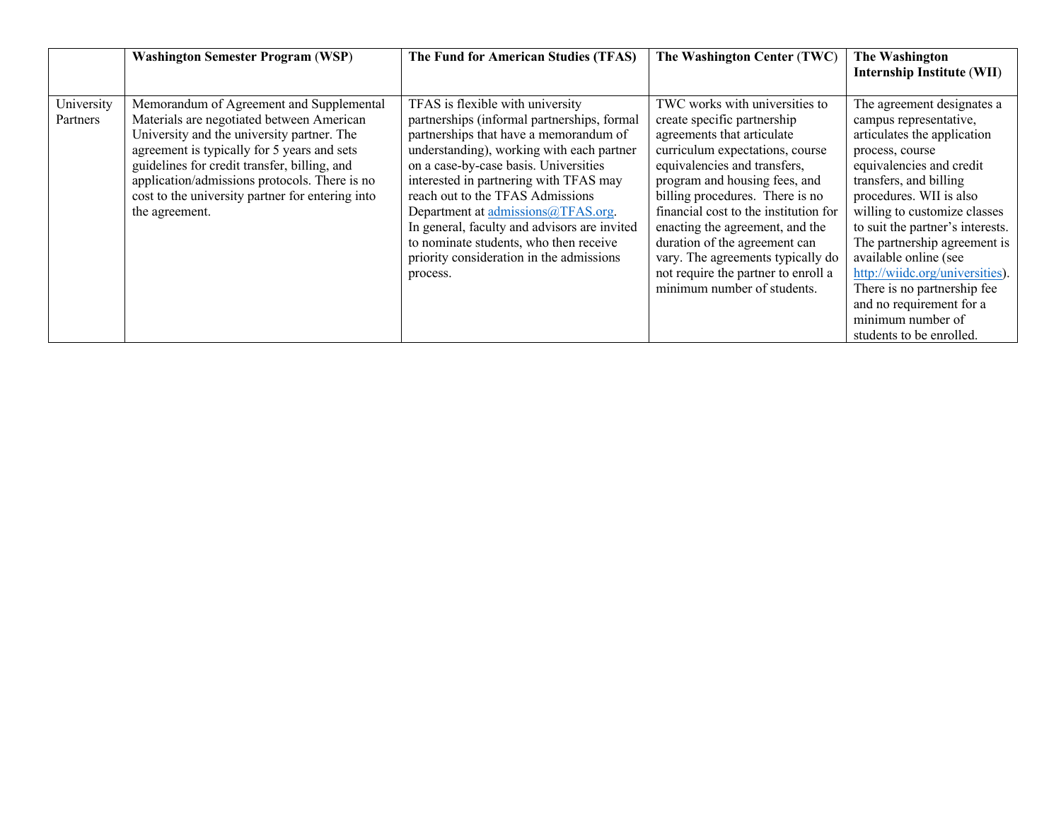| | Washington Semester Program (WSP) | The Fund for American Studies (TFAS) | The Washington Center (TWC) | The Washington Internship Institute (WII) |
|---|---|---|---|---|
| University Partners | Memorandum of Agreement and Supplemental Materials are negotiated between American University and the university partner. The agreement is typically for 5 years and sets guidelines for credit transfer, billing, and application/admissions protocols. There is no cost to the university partner for entering into the agreement. | TFAS is flexible with university partnerships (informal partnerships, formal partnerships that have a memorandum of understanding), working with each partner on a case-by-case basis. Universities interested in partnering with TFAS may reach out to the TFAS Admissions Department at admissions@TFAS.org. In general, faculty and advisors are invited to nominate students, who then receive priority consideration in the admissions process. | TWC works with universities to create specific partnership agreements that articulate curriculum expectations, course equivalencies and transfers, program and housing fees, and billing procedures. There is no financial cost to the institution for enacting the agreement, and the duration of the agreement can vary. The agreements typically do not require the partner to enroll a minimum number of students. | The agreement designates a campus representative, articulates the application process, course equivalencies and credit transfers, and billing procedures. WII is also willing to customize classes to suit the partner's interests. The partnership agreement is available online (see http://wiidc.org/universities). There is no partnership fee and no requirement for a minimum number of students to be enrolled. |